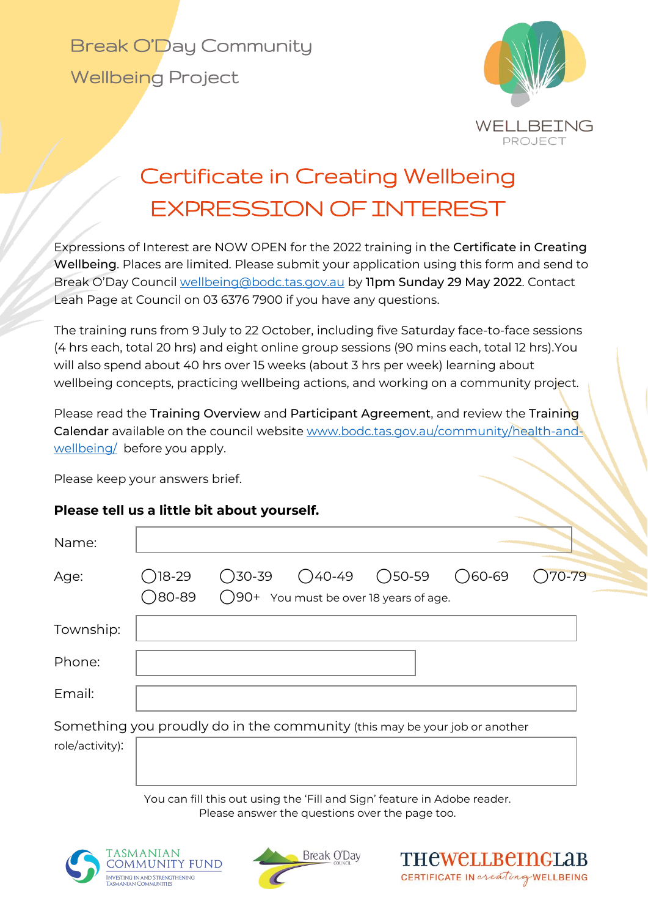Break O'Day Community Wellbeing Project

WELLBEING PROJECT

# Certificate in Creating Wellbeing
# EXPRESSION OF INTEREST

Expressions of Interest are NOW OPEN for the 2022 training in the **Certificate in Creating Wellbeing**. Places are limited. Please submit your application using this form and send to Break O'Day Council wellbeing@bodc.tas.gov.au by **11pm Sunday 29 May 2022**. Contact Leah Page at Council on 03 6376 7900 if you have any questions.

The training runs from 9 July to 22 October, including five Saturday face-to-face sessions (4 hrs each, total 20 hrs) and eight online group sessions (90 mins each, total 12 hrs).You will also spend about 40 hrs over 15 weeks (about 3 hrs per week) learning about wellbeing concepts, practicing wellbeing actions, and working on a community project.

Please read the **Training Overview** and **Participant Agreement**, and review the **Training Calendar** available on the council website www.bodc.tas.gov.au/community/health-and-wellbeing/ before you apply.

Please keep your answers brief.

**Please tell us a little bit about yourself.**

Name:

Age: ◯18-29 ◯30-39 ◯40-49 ◯50-59 ◯60-69 ◯70-79 ◯80-89 ◯90+ You must be over 18 years of age.

Township:

Phone:

Email:

Something you proudly do in the community (this may be your job or another role/activity):

You can fill this out using the 'Fill and Sign' feature in Adobe reader.
Please answer the questions over the page too.

TASMANIAN COMMUNITY FUND — INVESTING IN AND STRENGTHENING TASMANIAN COMMUNITIES

Break O'Day COUNCIL

THE WELLBEING LAB — CERTIFICATE IN creating WELLBEING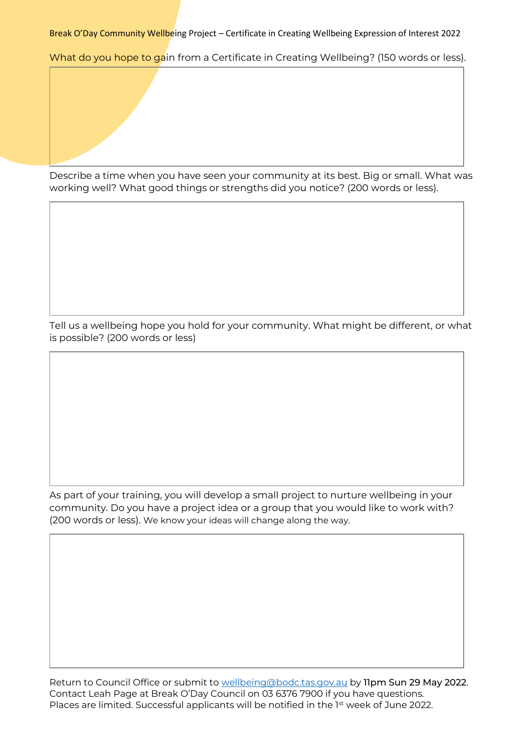What do you hope to gain from a Certificate in Creating Wellbeing? (150 words or less).

Describe a time when you have seen your community at its best. Big or small. What was working well? What good things or strengths did you notice? (200 words or less).

Tell us a wellbeing hope you hold for your community. What might be different, or what is possible? (200 words or less)

As part of your training, you will develop a small project to nurture wellbeing in your community. Do you have a project idea or a group that you would like to work with? (200 words or less). We know your ideas will change along the way.

Return to Council Office or submit to wellbeing@bodc.tas.gov.au by **11pm Sun 29 May 2022**.
Contact Leah Page at Break O'Day Council on 03 6376 7900 if you have questions.
Places are limited. Successful applicants will be notified in the 1st week of June 2022.